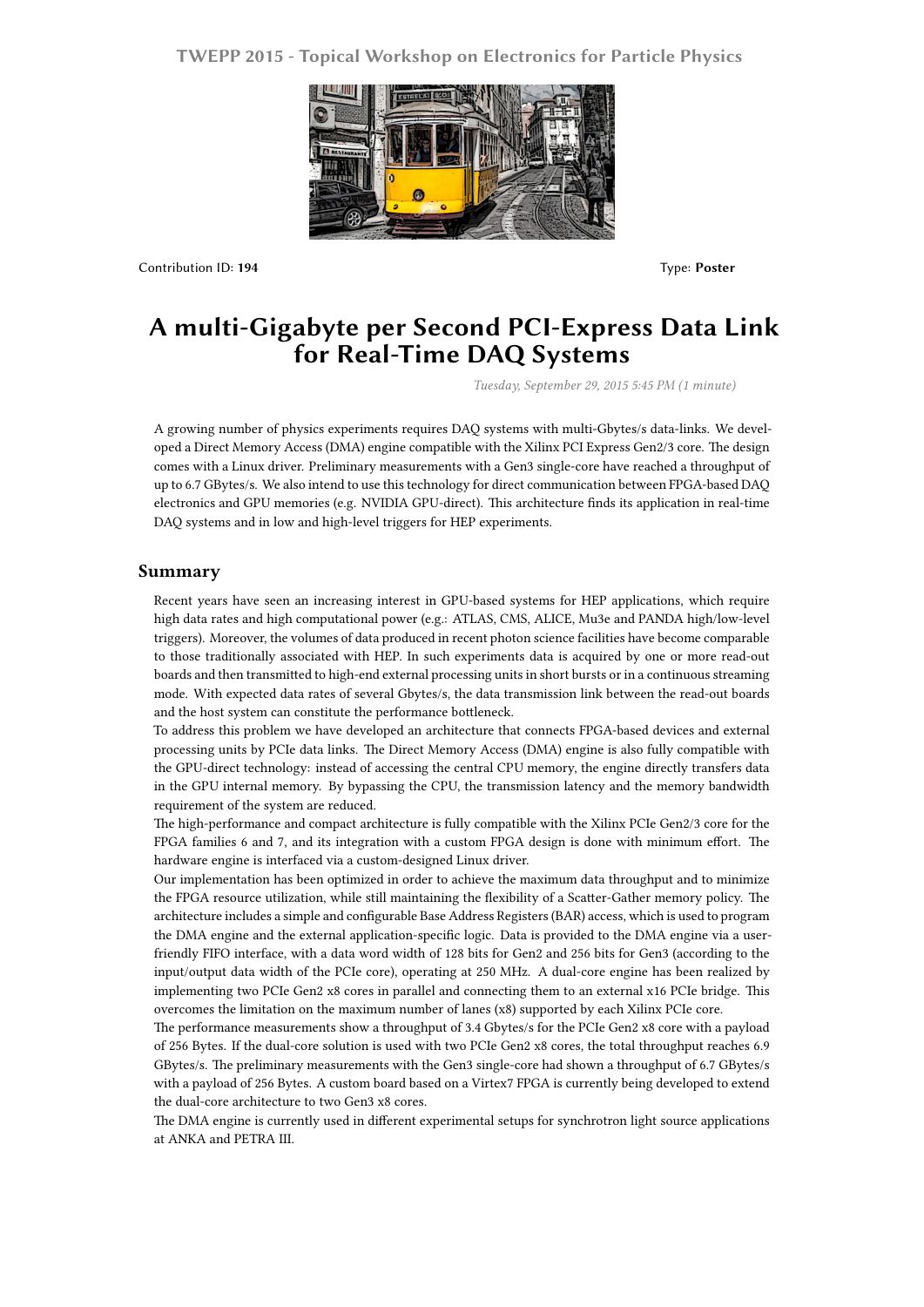Contribution ID: **194**

Type: **Poster**

# A multi-Gigabyte per Second PCI-Express Data Link for Real-Time DAQ Systems

*Tuesday, September 29, 2015 5:45 PM (1 minute)*

A growing number of physics experiments requires DAQ systems with multi-Gbytes/s data-links. We developed a Direct Memory Access (DMA) engine compatible with the Xilinx PCI Express Gen2/3 core. The design comes with a Linux driver. Preliminary measurements with a Gen3 single-core have reached a throughput of up to 6.7 GBytes/s. We also intend to use this technology for direct communication between FPGA-based DAQ electronics and GPU memories (e.g. NVIDIA GPU-direct). This architecture finds its application in real-time DAQ systems and in low and high-level triggers for HEP experiments.

## Summary

Recent years have seen an increasing interest in GPU-based systems for HEP applications, which require high data rates and high computational power (e.g.: ATLAS, CMS, ALICE, Mu3e and PANDA high/low-level triggers). Moreover, the volumes of data produced in recent photon science facilities have become comparable to those traditionally associated with HEP. In such experiments data is acquired by one or more read-out boards and then transmitted to high-end external processing units in short bursts or in a continuous streaming mode. With expected data rates of several Gbytes/s, the data transmission link between the read-out boards and the host system can constitute the performance bottleneck.

To address this problem we have developed an architecture that connects FPGA-based devices and external processing units by PCIe data links. The Direct Memory Access (DMA) engine is also fully compatible with the GPU-direct technology: instead of accessing the central CPU memory, the engine directly transfers data in the GPU internal memory. By bypassing the CPU, the transmission latency and the memory bandwidth requirement of the system are reduced.

The high-performance and compact architecture is fully compatible with the Xilinx PCIe Gen2/3 core for the FPGA families 6 and 7, and its integration with a custom FPGA design is done with minimum effort. The hardware engine is interfaced via a custom-designed Linux driver.

Our implementation has been optimized in order to achieve the maximum data throughput and to minimize the FPGA resource utilization, while still maintaining the flexibility of a Scatter-Gather memory policy. The architecture includes a simple and configurable Base Address Registers (BAR) access, which is used to program the DMA engine and the external application-specific logic. Data is provided to the DMA engine via a user-friendly FIFO interface, with a data word width of 128 bits for Gen2 and 256 bits for Gen3 (according to the input/output data width of the PCIe core), operating at 250 MHz. A dual-core engine has been realized by implementing two PCIe Gen2 x8 cores in parallel and connecting them to an external x16 PCIe bridge. This overcomes the limitation on the maximum number of lanes (x8) supported by each Xilinx PCIe core.

The performance measurements show a throughput of 3.4 Gbytes/s for the PCIe Gen2 x8 core with a payload of 256 Bytes. If the dual-core solution is used with two PCIe Gen2 x8 cores, the total throughput reaches 6.9 GBytes/s. The preliminary measurements with the Gen3 single-core had shown a throughput of 6.7 GBytes/s with a payload of 256 Bytes. A custom board based on a Virtex7 FPGA is currently being developed to extend the dual-core architecture to two Gen3 x8 cores.

The DMA engine is currently used in different experimental setups for synchrotron light source applications at ANKA and PETRA III.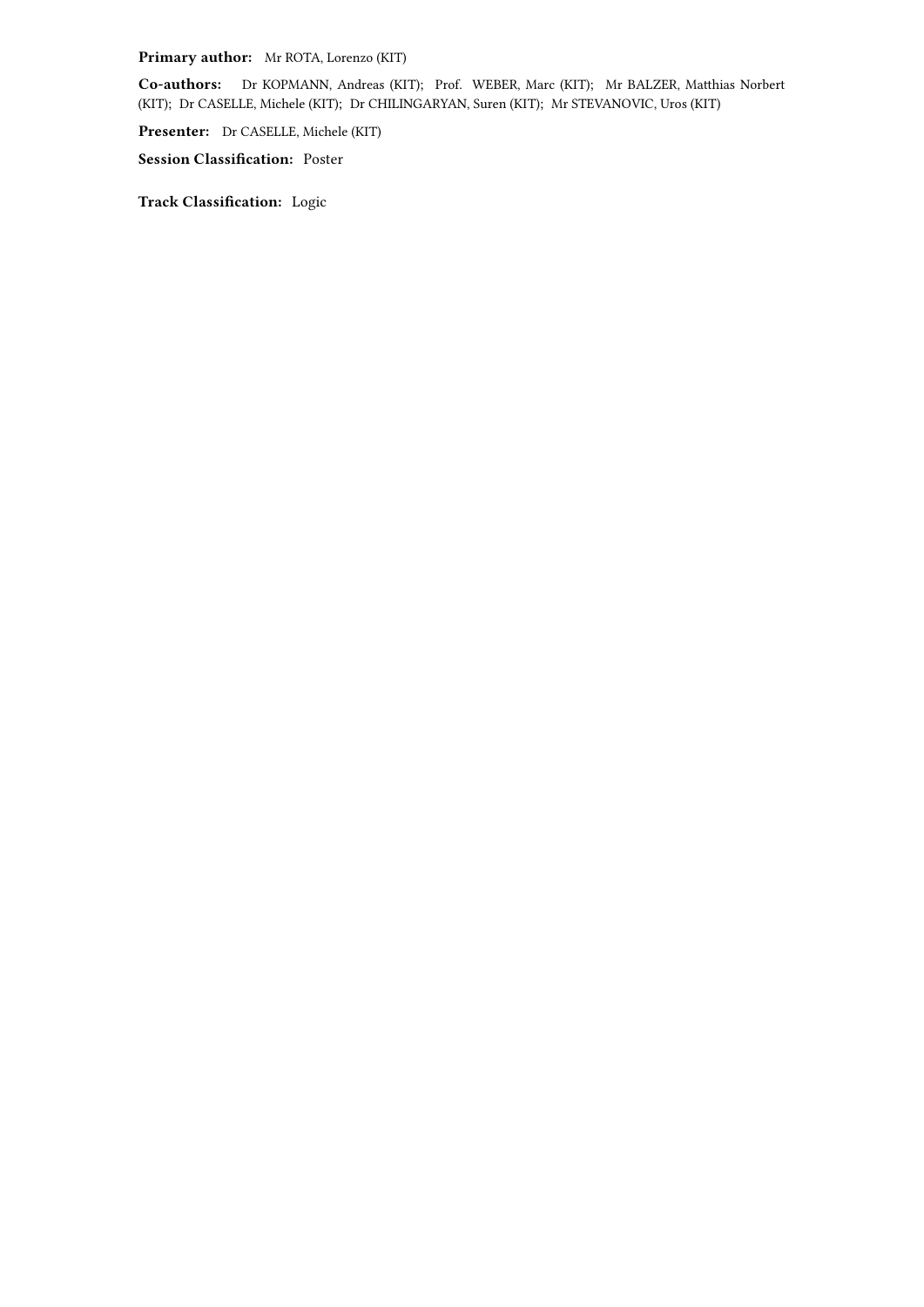**Primary author:** Mr ROTA, Lorenzo (KIT)

**Co-authors:** Dr KOPMANN, Andreas (KIT); Prof. WEBER, Marc (KIT); Mr BALZER, Matthias Norbert (KIT); Dr CASELLE, Michele (KIT); Dr CHILINGARYAN, Suren (KIT); Mr STEVANOVIC, Uros (KIT)

**Presenter:** Dr CASELLE, Michele (KIT)

**Session Classification:** Poster

**Track Classification:** Logic